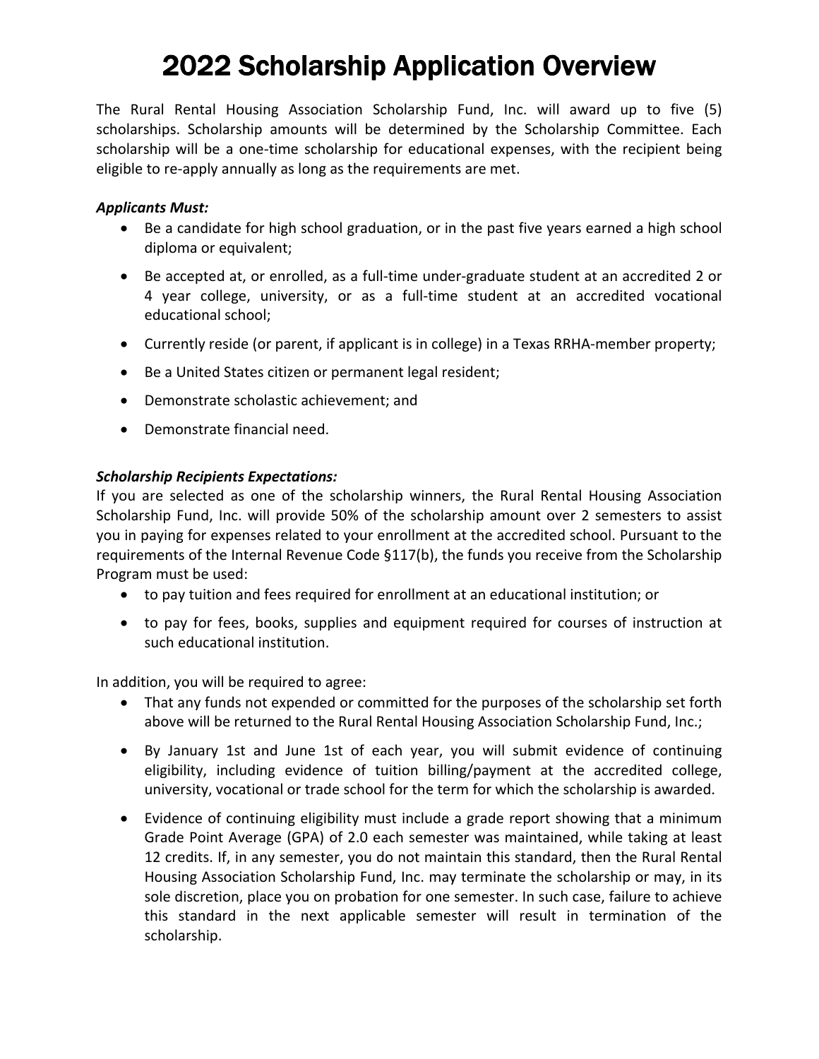# 2022 Scholarship Application Overview

The Rural Rental Housing Association Scholarship Fund, Inc. will award up to five (5) scholarships. Scholarship amounts will be determined by the Scholarship Committee. Each scholarship will be a one-time scholarship for educational expenses, with the recipient being eligible to re-apply annually as long as the requirements are met.

***Applicants Must:***

- Be a candidate for high school graduation, or in the past five years earned a high school diploma or equivalent;
- Be accepted at, or enrolled, as a full-time under-graduate student at an accredited 2 or 4 year college, university, or as a full-time student at an accredited vocational educational school;
- Currently reside (or parent, if applicant is in college) in a Texas RRHA-member property;
- Be a United States citizen or permanent legal resident;
- Demonstrate scholastic achievement; and
- Demonstrate financial need.

***Scholarship Recipients Expectations:***

If you are selected as one of the scholarship winners, the Rural Rental Housing Association Scholarship Fund, Inc. will provide 50% of the scholarship amount over 2 semesters to assist you in paying for expenses related to your enrollment at the accredited school. Pursuant to the requirements of the Internal Revenue Code §117(b), the funds you receive from the Scholarship Program must be used:

- to pay tuition and fees required for enrollment at an educational institution; or
- to pay for fees, books, supplies and equipment required for courses of instruction at such educational institution.

In addition, you will be required to agree:

- That any funds not expended or committed for the purposes of the scholarship set forth above will be returned to the Rural Rental Housing Association Scholarship Fund, Inc.;
- By January 1st and June 1st of each year, you will submit evidence of continuing eligibility, including evidence of tuition billing/payment at the accredited college, university, vocational or trade school for the term for which the scholarship is awarded.
- Evidence of continuing eligibility must include a grade report showing that a minimum Grade Point Average (GPA) of 2.0 each semester was maintained, while taking at least 12 credits. If, in any semester, you do not maintain this standard, then the Rural Rental Housing Association Scholarship Fund, Inc. may terminate the scholarship or may, in its sole discretion, place you on probation for one semester. In such case, failure to achieve this standard in the next applicable semester will result in termination of the scholarship.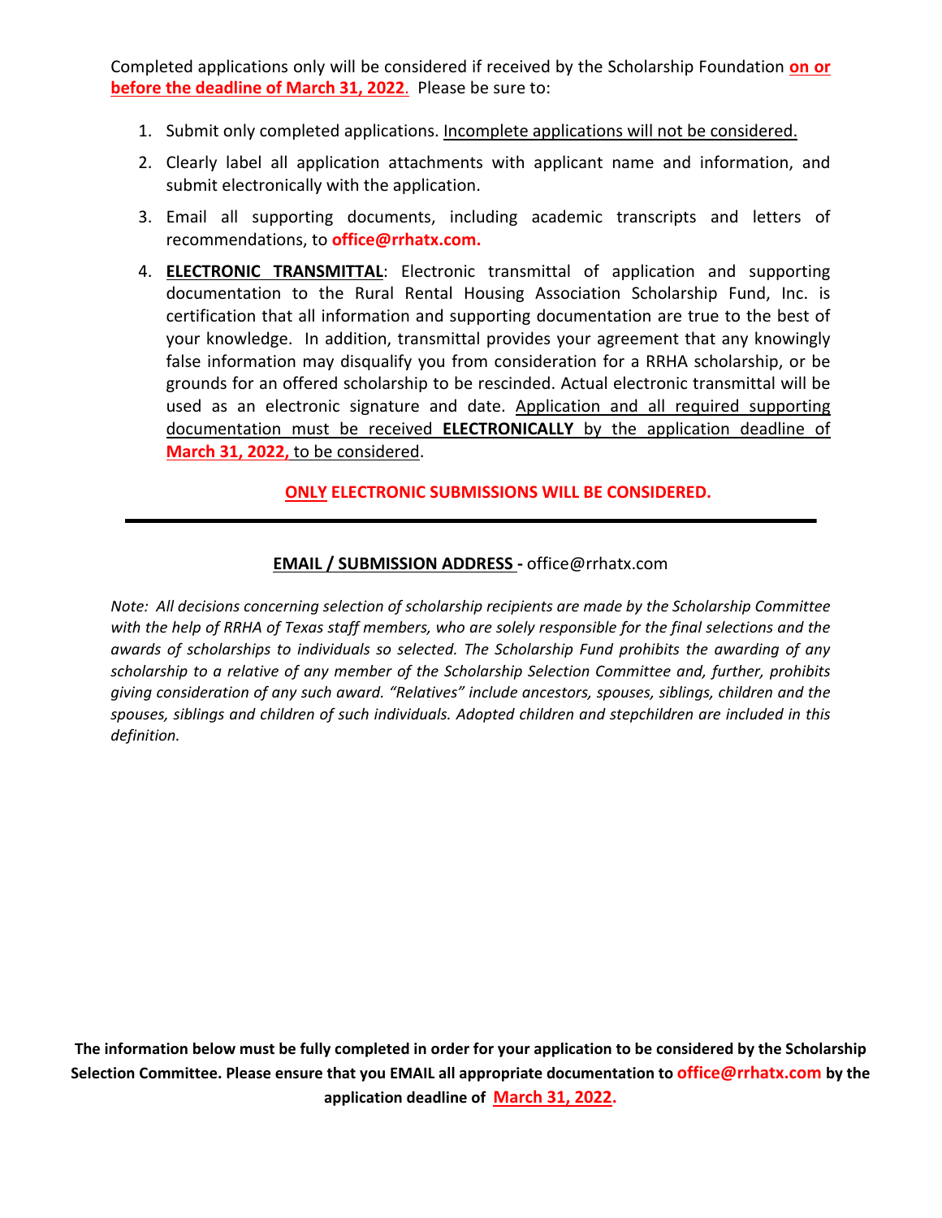Completed applications only will be considered if received by the Scholarship Foundation **on or before the deadline of March 31, 2022**. Please be sure to:

1. Submit only completed applications. Incomplete applications will not be considered.
2. Clearly label all application attachments with applicant name and information, and submit electronically with the application.
3. Email all supporting documents, including academic transcripts and letters of recommendations, to **office@rrhatx.com.**
4. **ELECTRONIC TRANSMITTAL**: Electronic transmittal of application and supporting documentation to the Rural Rental Housing Association Scholarship Fund, Inc. is certification that all information and supporting documentation are true to the best of your knowledge. In addition, transmittal provides your agreement that any knowingly false information may disqualify you from consideration for a RRHA scholarship, or be grounds for an offered scholarship to be rescinded. Actual electronic transmittal will be used as an electronic signature and date. Application and all required supporting documentation must be received **ELECTRONICALLY** by the application deadline of **March 31, 2022,** to be considered.

**ONLY ELECTRONIC SUBMISSIONS WILL BE CONSIDERED.**

---

**EMAIL / SUBMISSION ADDRESS -** office@rrhatx.com

*Note: All decisions concerning selection of scholarship recipients are made by the Scholarship Committee with the help of RRHA of Texas staff members, who are solely responsible for the final selections and the awards of scholarships to individuals so selected. The Scholarship Fund prohibits the awarding of any scholarship to a relative of any member of the Scholarship Selection Committee and, further, prohibits giving consideration of any such award. "Relatives" include ancestors, spouses, siblings, children and the spouses, siblings and children of such individuals. Adopted children and stepchildren are included in this definition.*

**The information below must be fully completed in order for your application to be considered by the Scholarship Selection Committee. Please ensure that you EMAIL all appropriate documentation to office@rrhatx.com by the application deadline of March 31, 2022.**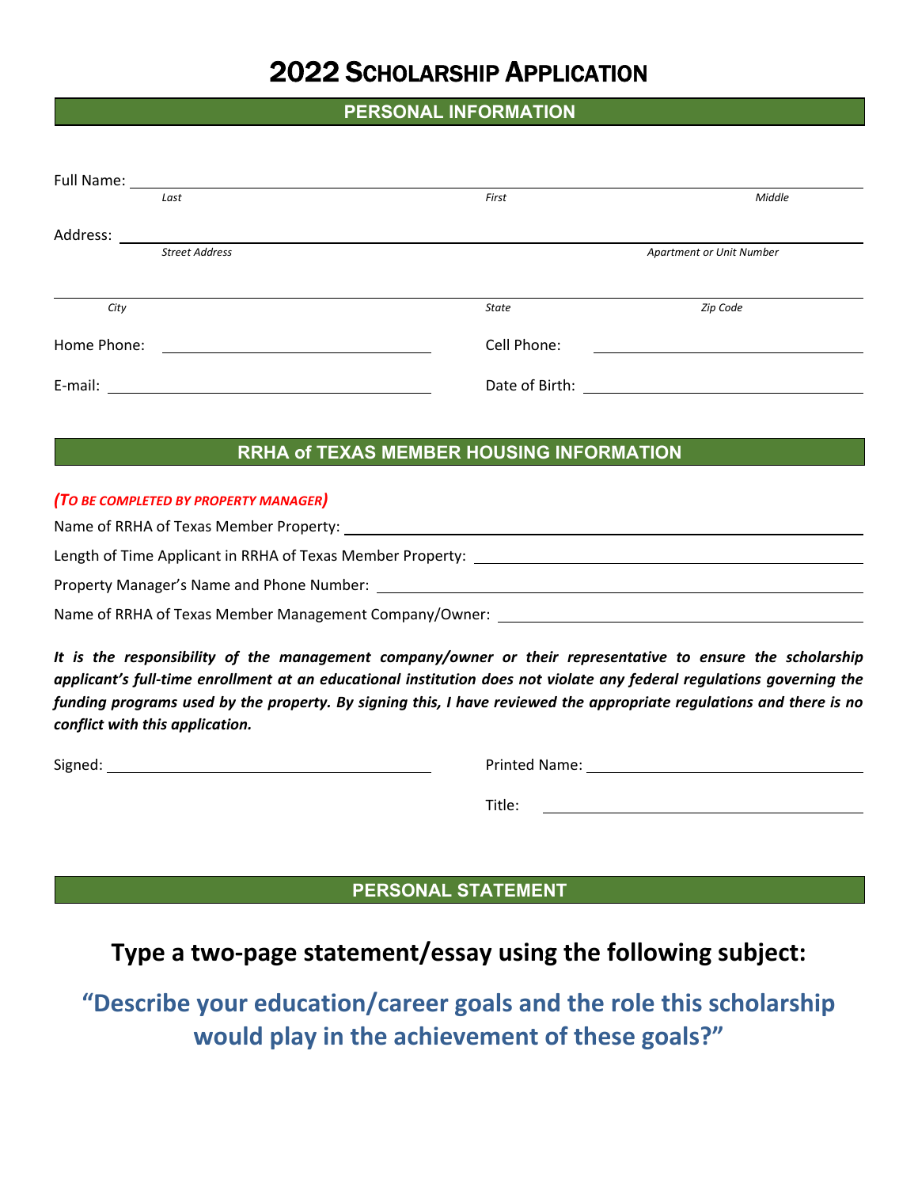# 2022 Scholarship Application

## PERSONAL INFORMATION

Full Name: ______________________________________________
*Last* *First* *Middle*

Address: ______________________________________________
*Street Address* *Apartment or Unit Number*

______________________________________________
*City* *State* *Zip Code*

Home Phone: ____________________ Cell Phone: ____________________

E-mail: ____________________ Date of Birth: ____________________

## RRHA of TEXAS MEMBER HOUSING INFORMATION

***(To be completed by property manager)***

Name of RRHA of Texas Member Property: ____________________

Length of Time Applicant in RRHA of Texas Member Property: ____________________

Property Manager's Name and Phone Number: ____________________

Name of RRHA of Texas Member Management Company/Owner: ____________________

***It is the responsibility of the management company/owner or their representative to ensure the scholarship applicant's full-time enrollment at an educational institution does not violate any federal regulations governing the funding programs used by the property. By signing this, I have reviewed the appropriate regulations and there is no conflict with this application.***

Signed: ____________________ Printed Name: ____________________

Title: ____________________

## PERSONAL STATEMENT

### Type a two-page statement/essay using the following subject:

### "Describe your education/career goals and the role this scholarship would play in the achievement of these goals?"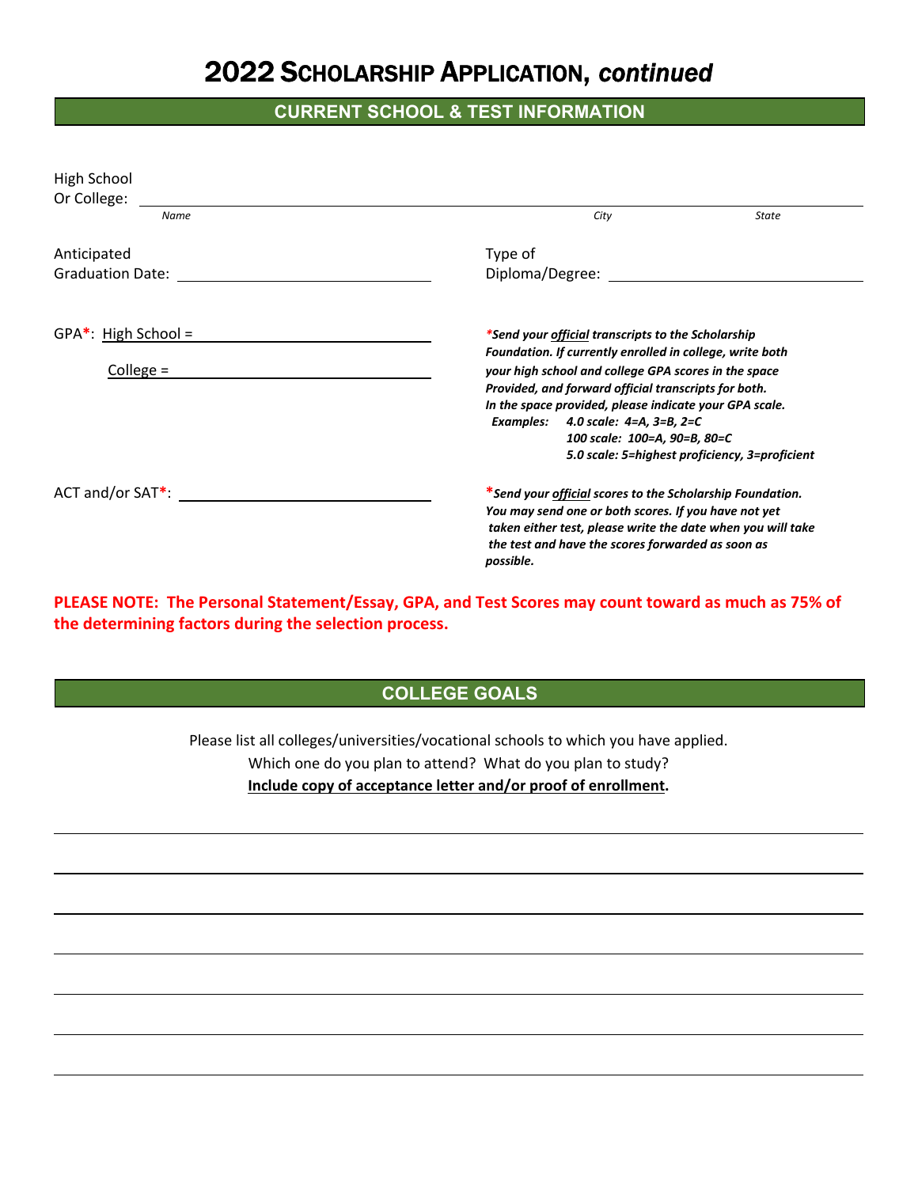# 2022 Scholarship Application, *continued*

## CURRENT SCHOOL & TEST INFORMATION

High School Or College: ______________________________________________

*Name* *City* *State*

Anticipated Graduation Date: ____________________

Type of Diploma/Degree: ____________________

GPA*: High School = ____________________

College = ____________________

****Send your official transcripts to the Scholarship Foundation. If currently enrolled in college, write both your high school and college GPA scores in the space Provided, and forward official transcripts for both. In the space provided, please indicate your GPA scale.***

***Examples:** 4.0 scale: 4=A, 3=B, 2=C*

*100 scale: 100=A, 90=B, 80=C*

*5.0 scale: 5=highest proficiency, 3=proficient*

ACT and/or SAT*: ____________________

****Send your official scores to the Scholarship Foundation. You may send one or both scores. If you have not yet taken either test, please write the date when you will take the test and have the scores forwarded as soon as possible.***

**PLEASE NOTE: The Personal Statement/Essay, GPA, and Test Scores may count toward as much as 75% of the determining factors during the selection process.**

## COLLEGE GOALS

Please list all colleges/universities/vocational schools to which you have applied.
Which one do you plan to attend? What do you plan to study?
**Include copy of acceptance letter and/or proof of enrollment.**

______________________________________________

______________________________________________

______________________________________________

______________________________________________

______________________________________________

______________________________________________

______________________________________________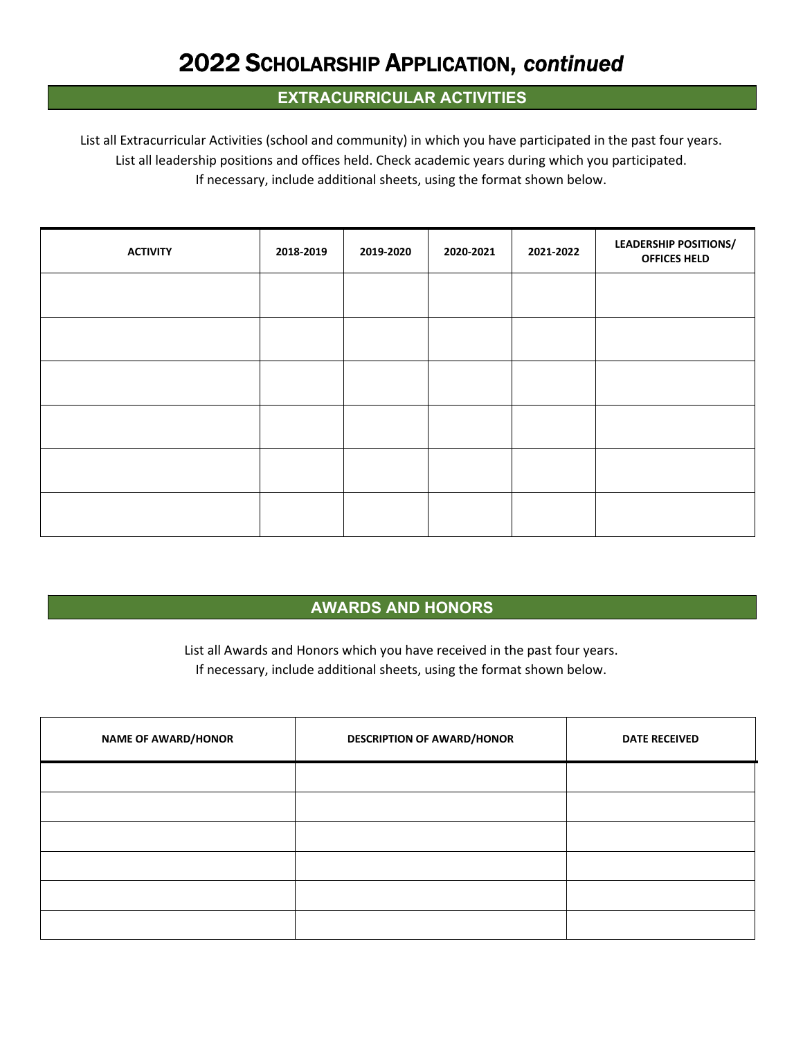# 2022 SCHOLARSHIP APPLICATION, *continued*

## EXTRACURRICULAR ACTIVITIES

List all Extracurricular Activities (school and community) in which you have participated in the past four years.
List all leadership positions and offices held. Check academic years during which you participated.
If necessary, include additional sheets, using the format shown below.

| ACTIVITY | 2018-2019 | 2019-2020 | 2020-2021 | 2021-2022 | LEADERSHIP POSITIONS/ OFFICES HELD |
|---|---|---|---|---|---|
| | | | | | |
| | | | | | |
| | | | | | |
| | | | | | |
| | | | | | |
| | | | | | |

## AWARDS AND HONORS

List all Awards and Honors which you have received in the past four years.
If necessary, include additional sheets, using the format shown below.

| NAME OF AWARD/HONOR | DESCRIPTION OF AWARD/HONOR | DATE RECEIVED |
|---|---|---|
| | | |
| | | |
| | | |
| | | |
| | | |
| | | |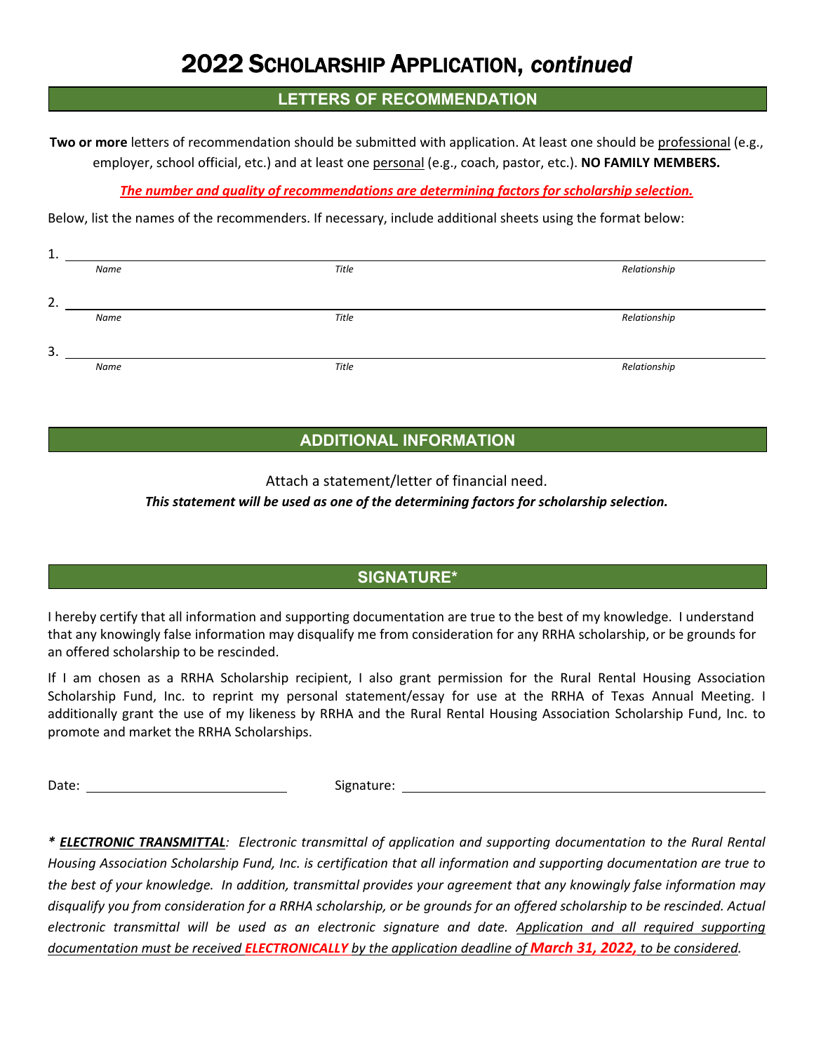// 2022 SCHOLARSHIP APPLICATION, *continued*

## LETTERS OF RECOMMENDATION

**Two or more** letters of recommendation should be submitted with application. At least one should be professional (e.g., employer, school official, etc.) and at least one personal (e.g., coach, pastor, etc.). **NO FAMILY MEMBERS.**

***The number and quality of recommendations are determining factors for scholarship selection.***

Below, list the names of the recommenders. If necessary, include additional sheets using the format below:

1. ______________________________________________________________
   *Name* *Title* *Relationship*

2. ______________________________________________________________
   *Name* *Title* *Relationship*

3. ______________________________________________________________
   *Name* *Title* *Relationship*

## ADDITIONAL INFORMATION

Attach a statement/letter of financial need.

***This statement will be used as one of the determining factors for scholarship selection.***

## SIGNATURE*

I hereby certify that all information and supporting documentation are true to the best of my knowledge. I understand that any knowingly false information may disqualify me from consideration for any RRHA scholarship, or be grounds for an offered scholarship to be rescinded.

If I am chosen as a RRHA Scholarship recipient, I also grant permission for the Rural Rental Housing Association Scholarship Fund, Inc. to reprint my personal statement/essay for use at the RRHA of Texas Annual Meeting. I additionally grant the use of my likeness by RRHA and the Rural Rental Housing Association Scholarship Fund, Inc. to promote and market the RRHA Scholarships.

Date: ____________________ Signature: ______________________________

*__*__ __ELECTRONIC TRANSMITTAL__: Electronic transmittal of application and supporting documentation to the Rural Rental Housing Association Scholarship Fund, Inc. is certification that all information and supporting documentation are true to the best of your knowledge. In addition, transmittal provides your agreement that any knowingly false information may disqualify you from consideration for a RRHA scholarship, or be grounds for an offered scholarship to be rescinded. Actual electronic transmittal will be used as an electronic signature and date. Application and all required supporting documentation must be received **ELECTRONICALLY** by the application deadline of **March 31, 2022,** to be considered.*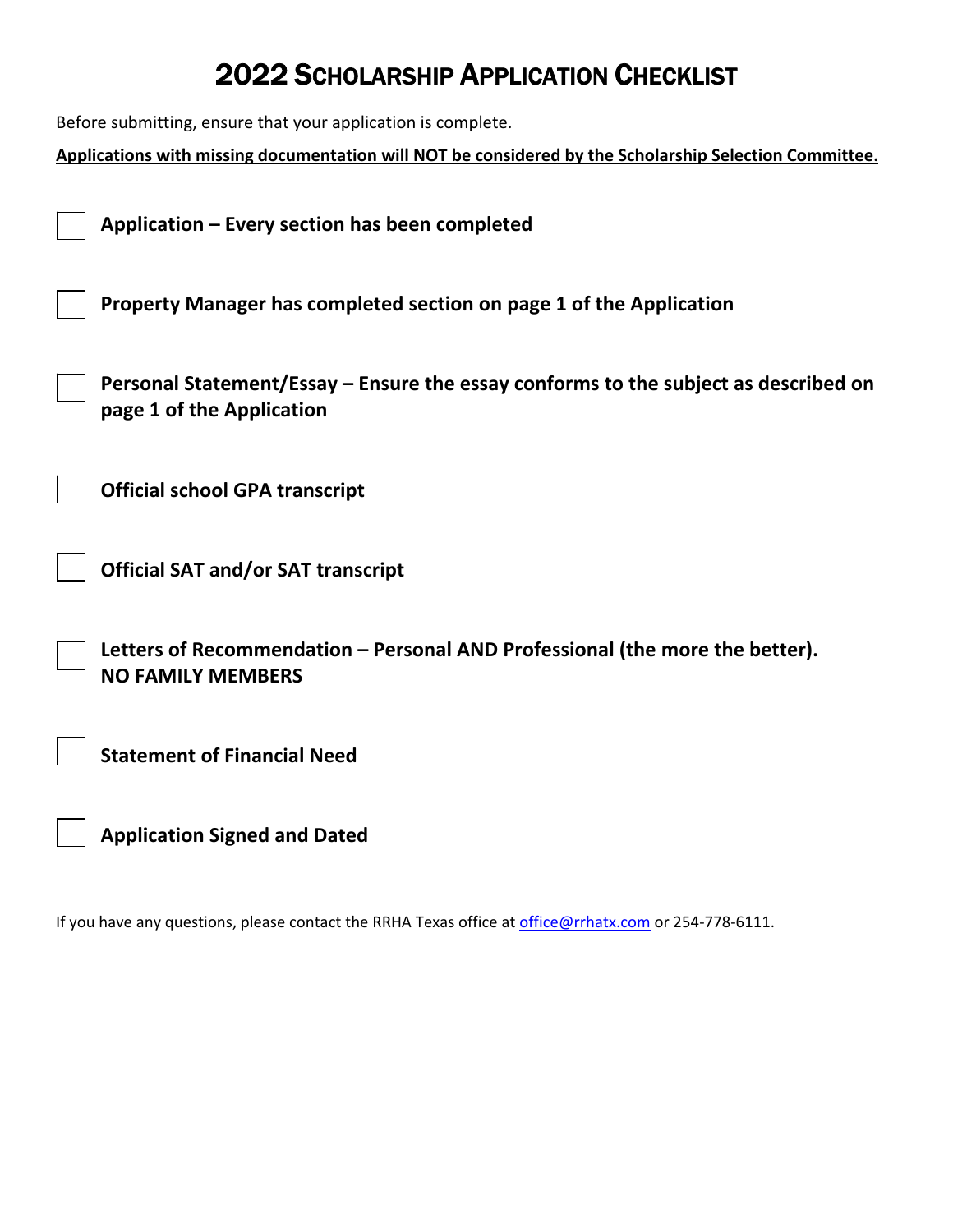# 2022 Scholarship Application Checklist

Before submitting, ensure that your application is complete.

**Applications with missing documentation will NOT be considered by the Scholarship Selection Committee.**

- [ ] **Application – Every section has been completed**
- [ ] **Property Manager has completed section on page 1 of the Application**
- [ ] **Personal Statement/Essay – Ensure the essay conforms to the subject as described on page 1 of the Application**
- [ ] **Official school GPA transcript**
- [ ] **Official SAT and/or SAT transcript**
- [ ] **Letters of Recommendation – Personal AND Professional (the more the better). NO FAMILY MEMBERS**
- [ ] **Statement of Financial Need**
- [ ] **Application Signed and Dated**

If you have any questions, please contact the RRHA Texas office at office@rrhatx.com or 254-778-6111.